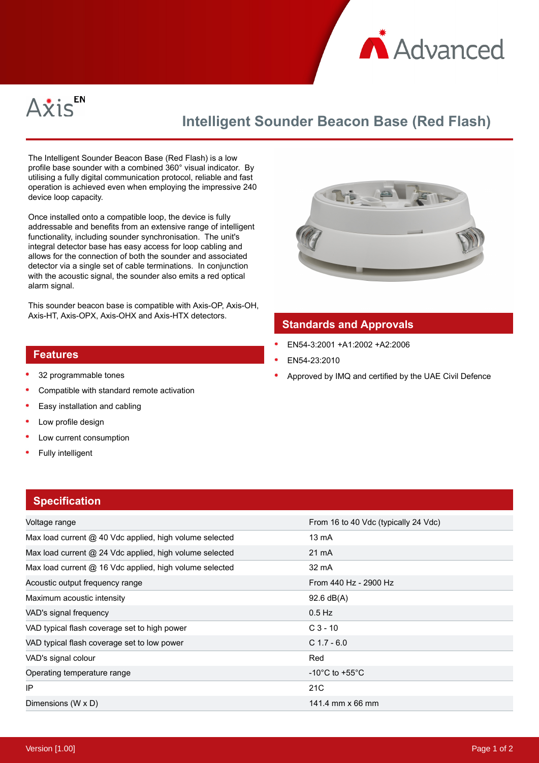Axis[EN]

# Intelligent Sounder Beacon Base (Red Flash)

The Intelligent Sounder Beacon Base (Red Flash) is a low profile base sounder with a combined 360° visual indicator. By utilising a fully digital communication protocol, reliable and fast operation is achieved even when employing the impressive 240 device loop capacity.

Once installed onto a compatible loop, the device is fully addressable and benefits from an extensive range of intelligent functionality, including sounder synchronisation. The unit's integral detector base has easy access for loop cabling and allows for the connection of both the sounder and associated detector via a single set of cable terminations. In conjunction with the acoustic signal, the sounder also emits a red optical alarm signal.

This sounder beacon base is compatible with Axis-OP, Axis-OH, Axis-HT, Axis-OPX, Axis-OHX and Axis-HTX detectors.

## Features

- 32 programmable tones
- Compatible with standard remote activation
- Easy installation and cabling
- Low profile design
- Low current consumption
- Fully intelligent

## Standards and Approvals

- EN54-3:2001 +A1:2002 +A2:2006
- EN54-23:2010
- Approved by IMQ and certified by the UAE Civil Defence

## Specification

| | |
|---|---|
| Voltage range | From 16 to 40 Vdc (typically 24 Vdc) |
| Max load current @ 40 Vdc applied, high volume selected | 13 mA |
| Max load current @ 24 Vdc applied, high volume selected | 21 mA |
| Max load current @ 16 Vdc applied, high volume selected | 32 mA |
| Acoustic output frequency range | From 440 Hz - 2900 Hz |
| Maximum acoustic intensity | 92.6 dB(A) |
| VAD's signal frequency | 0.5 Hz |
| VAD typical flash coverage set to high power | C 3 - 10 |
| VAD typical flash coverage set to low power | C 1.7 - 6.0 |
| VAD's signal colour | Red |
| Operating temperature range | -10°C to +55°C |
| IP | 21C |
| Dimensions (W x D) | 141.4 mm x 66 mm |

Version [1.00]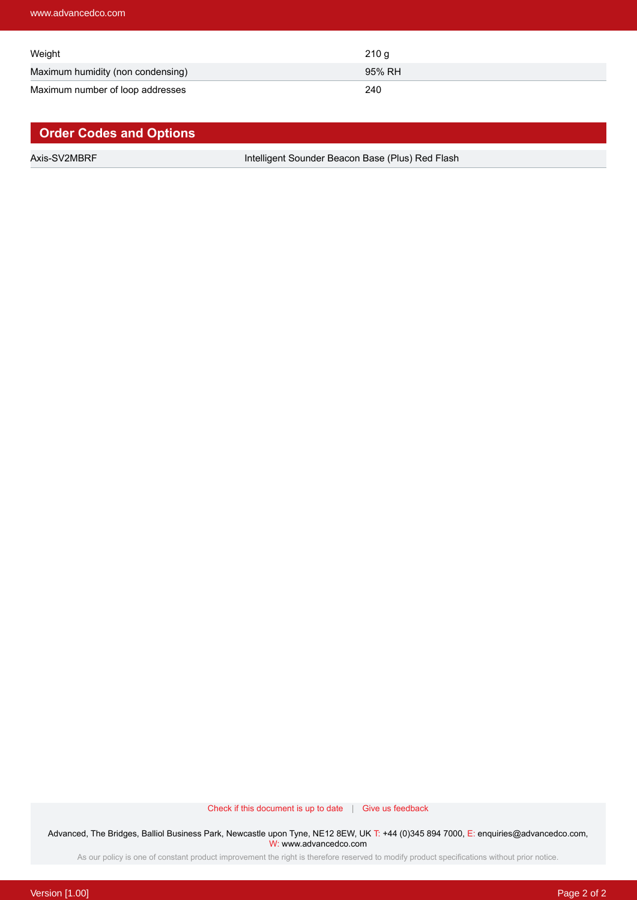| | |
|---|---|
| Weight | 210 g |
| Maximum humidity (non condensing) | 95% RH |
| Maximum number of loop addresses | 240 |

## Order Codes and Options

| | |
|---|---|
| Axis-SV2MBRF | Intelligent Sounder Beacon Base (Plus) Red Flash |

Check if this document is up to date | Give us feedback

Advanced, The Bridges, Balliol Business Park, Newcastle upon Tyne, NE12 8EW, UK T: +44 (0)345 894 7000, E: enquiries@advancedco.com, W: www.advancedco.com

As our policy is one of constant product improvement the right is therefore reserved to modify product specifications without prior notice.

Version [1.00]